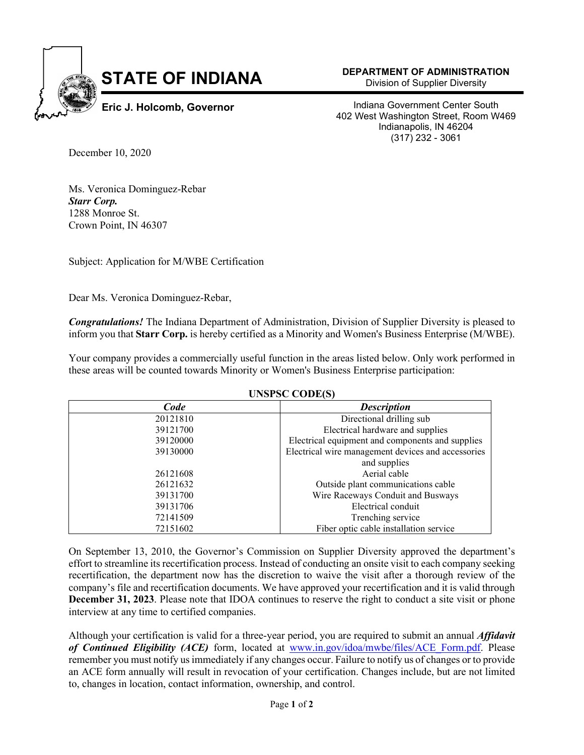# STATE OF INDIANA

**Eric J. Holcomb, Governor**

**DEPARTMENT OF ADMINISTRATION**
Division of Supplier Diversity

Indiana Government Center South
402 West Washington Street, Room W469
Indianapolis, IN 46204
(317) 232 - 3061

December 10, 2020

Ms. Veronica Dominguez-Rebar
***Starr Corp.***
1288 Monroe St.
Crown Point, IN 46307

Subject: Application for M/WBE Certification

Dear Ms. Veronica Dominguez-Rebar,

***Congratulations!*** The Indiana Department of Administration, Division of Supplier Diversity is pleased to inform you that **Starr Corp.** is hereby certified as a Minority and Women's Business Enterprise (M/WBE).

Your company provides a commercially useful function in the areas listed below. Only work performed in these areas will be counted towards Minority or Women's Business Enterprise participation:

**UNSPSC CODE(S)**

| *Code* | *Description* |
|---|---|
| 20121810 | Directional drilling sub |
| 39121700 | Electrical hardware and supplies |
| 39120000 | Electrical equipment and components and supplies |
| 39130000 | Electrical wire management devices and accessories and supplies |
| 26121608 | Aerial cable |
| 26121632 | Outside plant communications cable |
| 39131700 | Wire Raceways Conduit and Busways |
| 39131706 | Electrical conduit |
| 72141509 | Trenching service |
| 72151602 | Fiber optic cable installation service |

On September 13, 2010, the Governor's Commission on Supplier Diversity approved the department's effort to streamline its recertification process. Instead of conducting an onsite visit to each company seeking recertification, the department now has the discretion to waive the visit after a thorough review of the company's file and recertification documents. We have approved your recertification and it is valid through **December 31, 2023**. Please note that IDOA continues to reserve the right to conduct a site visit or phone interview at any time to certified companies.

Although your certification is valid for a three-year period, you are required to submit an annual ***Affidavit of Continued Eligibility (ACE)*** form, located at www.in.gov/idoa/mwbe/files/ACE_Form.pdf. Please remember you must notify us immediately if any changes occur. Failure to notify us of changes or to provide an ACE form annually will result in revocation of your certification. Changes include, but are not limited to, changes in location, contact information, ownership, and control.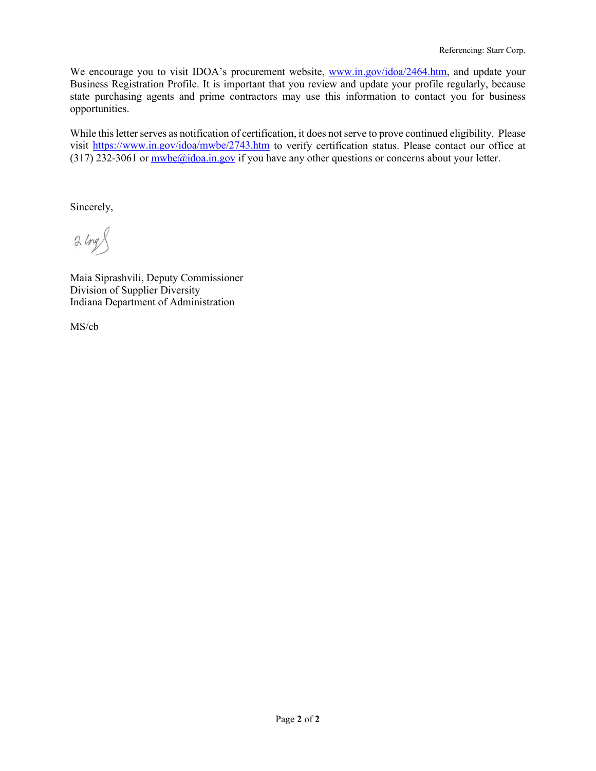Referencing: Starr Corp.

We encourage you to visit IDOA's procurement website, www.in.gov/idoa/2464.htm, and update your Business Registration Profile. It is important that you review and update your profile regularly, because state purchasing agents and prime contractors may use this information to contact you for business opportunities.

While this letter serves as notification of certification, it does not serve to prove continued eligibility. Please visit https://www.in.gov/idoa/mwbe/2743.htm to verify certification status. Please contact our office at (317) 232-3061 or mwbe@idoa.in.gov if you have any other questions or concerns about your letter.

Sincerely,

Maia Siprashvili, Deputy Commissioner
Division of Supplier Diversity
Indiana Department of Administration

MS/cb